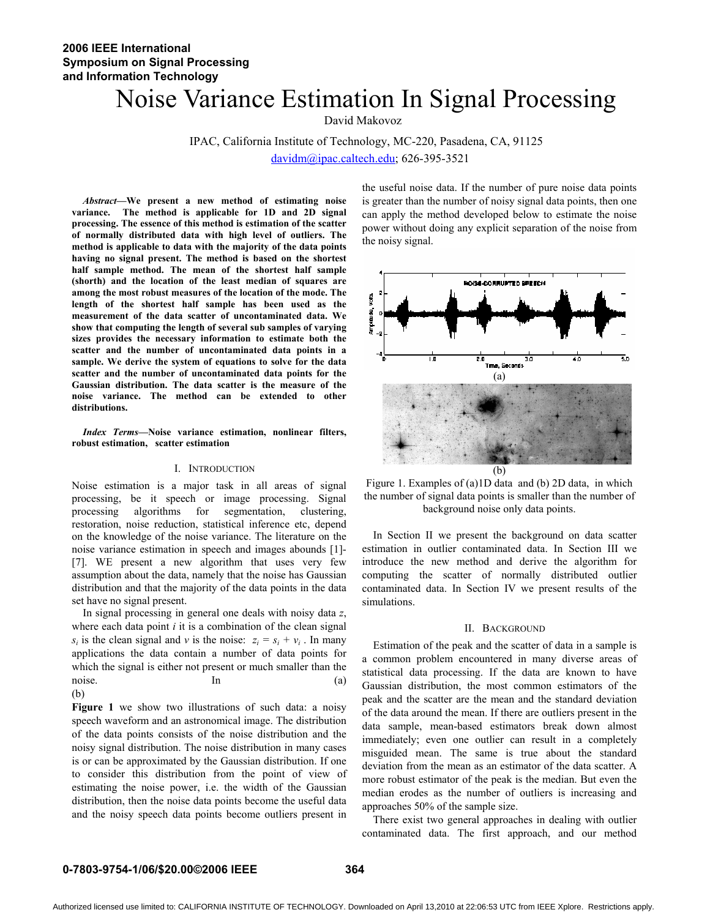2006 IEEE International Symposium on Signal Processing and Information Technology

# Noise Variance Estimation In Signal Processing

David Makovoz

IPAC, California Institute of Technology, MC-220, Pasadena, CA, 91125

davidm@ipac.caltech.edu; 626-395-3521

***Abstract*—We present a new method of estimating noise variance. The method is applicable for 1D and 2D signal processing. The essence of this method is estimation of the scatter of normally distributed data with high level of outliers. The method is applicable to data with the majority of the data points having no signal present. The method is based on the shortest half sample method. The mean of the shortest half sample (shorth) and the location of the least median of squares are among the most robust measures of the location of the mode. The length of the shortest half sample has been used as the measurement of the data scatter of uncontaminated data. We show that computing the length of several sub samples of varying sizes provides the necessary information to estimate both the scatter and the number of uncontaminated data points in a sample. We derive the system of equations to solve for the data scatter and the number of uncontaminated data points for the Gaussian distribution. The data scatter is the measure of the noise variance. The method can be extended to other distributions.**

***Index Terms*—Noise variance estimation, nonlinear filters, robust estimation, scatter estimation**

## I. Introduction

Noise estimation is a major task in all areas of signal processing, be it speech or image processing. Signal processing algorithms for segmentation, clustering, restoration, noise reduction, statistical inference etc, depend on the knowledge of the noise variance. The literature on the noise variance estimation in speech and images abounds [1]-[7]. WE present a new algorithm that uses very few assumption about the data, namely that the noise has Gaussian distribution and that the majority of the data points in the data set have no signal present.

In signal processing in general one deals with noisy data $z$, where each data point $i$ it is a combination of the clean signal $s_i$ is the clean signal and $v$ is the noise: $z_i = s_i + v_i$. In many applications the data contain a number of data points for which the signal is either not present or much smaller than the noise. In (a) (b)

**Figure 1** we show two illustrations of such data: a noisy speech waveform and an astronomical image. The distribution of the data points consists of the noise distribution and the noisy signal distribution. The noise distribution in many cases is or can be approximated by the Gaussian distribution. If one to consider this distribution from the point of view of estimating the noise power, i.e. the width of the Gaussian distribution, then the noise data points become the useful data and the noisy speech data points become outliers present in the useful noise data. If the number of pure noise data points is greater than the number of noisy signal data points, then one can apply the method developed below to estimate the noise power without doing any explicit separation of the noise from the noisy signal.

NOISE-CORRUPTED SPEECH

Amplitude, Volts

Time, Seconds

(a)

(b)

Figure 1. Examples of (a)1D data and (b) 2D data, in which the number of signal data points is smaller than the number of background noise only data points.

In Section II we present the background on data scatter estimation in outlier contaminated data. In Section III we introduce the new method and derive the algorithm for computing the scatter of normally distributed outlier contaminated data. In Section IV we present results of the simulations.

## II. Background

Estimation of the peak and the scatter of data in a sample is a common problem encountered in many diverse areas of statistical data processing. If the data are known to have Gaussian distribution, the most common estimators of the peak and the scatter are the mean and the standard deviation of the data around the mean. If there are outliers present in the data sample, mean-based estimators break down almost immediately; even one outlier can result in a completely misguided mean. The same is true about the standard deviation from the mean as an estimator of the data scatter. A more robust estimator of the peak is the median. But even the median erodes as the number of outliers is increasing and approaches 50% of the sample size.

There exist two general approaches in dealing with outlier contaminated data. The first approach, and our method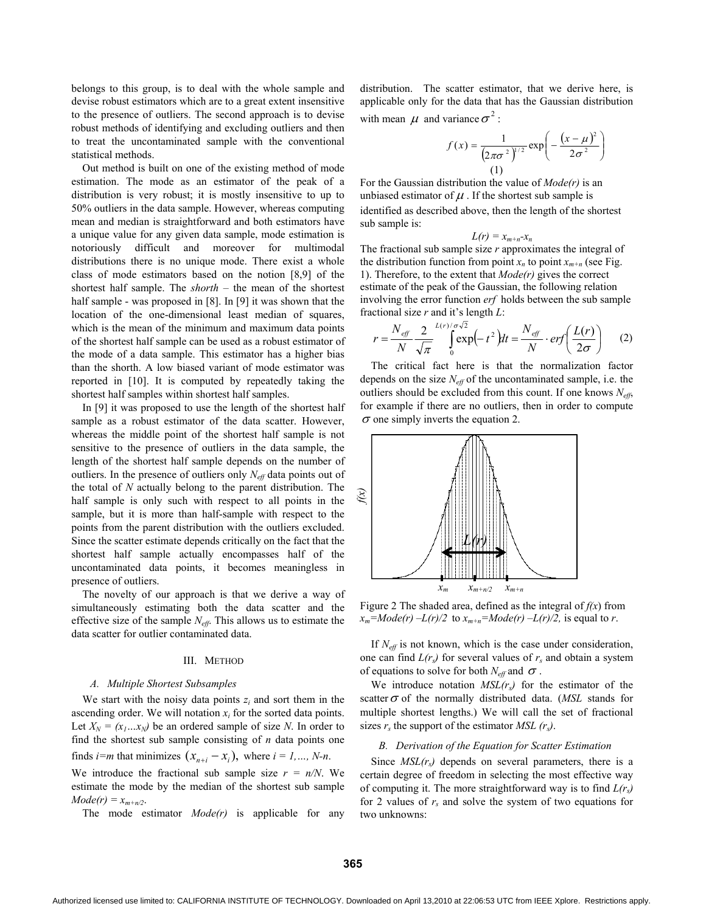belongs to this group, is to deal with the whole sample and devise robust estimators which are to a great extent insensitive to the presence of outliers. The second approach is to devise robust methods of identifying and excluding outliers and then to treat the uncontaminated sample with the conventional statistical methods.

Out method is built on one of the existing method of mode estimation. The mode as an estimator of the peak of a distribution is very robust; it is mostly insensitive to up to 50% outliers in the data sample. However, whereas computing mean and median is straightforward and both estimators have a unique value for any given data sample, mode estimation is notoriously difficult and moreover for multimodal distributions there is no unique mode. There exist a whole class of mode estimators based on the notion [8,9] of the shortest half sample. The *shorth* – the mean of the shortest half sample - was proposed in [8]. In [9] it was shown that the location of the one-dimensional least median of squares, which is the mean of the minimum and maximum data points of the shortest half sample can be used as a robust estimator of the mode of a data sample. This estimator has a higher bias than the shorth. A low biased variant of mode estimator was reported in [10]. It is computed by repeatedly taking the shortest half samples within shortest half samples.

In [9] it was proposed to use the length of the shortest half sample as a robust estimator of the data scatter. However, whereas the middle point of the shortest half sample is not sensitive to the presence of outliers in the data sample, the length of the shortest half sample depends on the number of outliers. In the presence of outliers only $N_{eff}$ data points out of the total of $N$ actually belong to the parent distribution. The half sample is only such with respect to all points in the sample, but it is more than half-sample with respect to the points from the parent distribution with the outliers excluded. Since the scatter estimate depends critically on the fact that the shortest half sample actually encompasses half of the uncontaminated data points, it becomes meaningless in presence of outliers.

The novelty of our approach is that we derive a way of simultaneously estimating both the data scatter and the effective size of the sample $N_{eff}$. This allows us to estimate the data scatter for outlier contaminated data.

## III. Method

### A. Multiple Shortest Subsamples

We start with the noisy data points $z_i$ and sort them in the ascending order. We will notation $x_i$ for the sorted data points. Let $X_N = (x_1 \ldots x_N)$ be an ordered sample of size $N$. In order to find the shortest sub sample consisting of $n$ data points one finds $i=m$ that minimizes $(x_{n+i} - x_i)$, where $i = 1,\ldots, N-n$.

We introduce the fractional sub sample size $r = n/N$. We estimate the mode by the median of the shortest sub sample $Mode(r) = x_{m+n/2}$.

The mode estimator $Mode(r)$ is applicable for any distribution. The scatter estimator, that we derive here, is applicable only for the data that has the Gaussian distribution with mean $\mu$ and variance $\sigma^2$:

$$f(x) = \frac{1}{\left(2\pi\sigma^2\right)^{1/2}} \exp\left( - \frac{(x-\mu)^2}{2\sigma^2} \right) \quad (1)$$

For the Gaussian distribution the value of $Mode(r)$ is an unbiased estimator of $\mu$. If the shortest sub sample is identified as described above, then the length of the shortest sub sample is:

$$L(r) = x_{m+n} - x_n$$

The fractional sub sample size $r$ approximates the integral of the distribution function from point $x_n$ to point $x_{m+n}$ (see Fig. 1). Therefore, to the extent that $Mode(r)$ gives the correct estimate of the peak of the Gaussian, the following relation involving the error function *erf* holds between the sub sample fractional size $r$ and it's length $L$:

$$r = \frac{N_{eff}}{N} \frac{2}{\sqrt{\pi}} \int_0^{L(r)/\sigma\sqrt{2}} \exp\left(-t^2\right) dt = \frac{N_{eff}}{N} \cdot erf\left(\frac{L(r)}{2\sigma}\right) \quad (2)$$

The critical fact here is that the normalization factor depends on the size $N_{eff}$ of the uncontaminated sample, i.e. the outliers should be excluded from this count. If one knows $N_{eff}$, for example if there are no outliers, then in order to compute $\sigma$ one simply inverts the equation 2.

Figure 2 The shaded area, defined as the integral of $f(x)$ from $x_m=Mode(r) - L(r)/2$ to $x_{m+n}=Mode(r) - L(r)/2$, is equal to $r$.

If $N_{eff}$ is not known, which is the case under consideration, one can find $L(r_s)$ for several values of $r_s$ and obtain a system of equations to solve for both $N_{eff}$ and $\sigma$.

We introduce notation $MSL(r_s)$ for the estimator of the scatter $\sigma$ of the normally distributed data. (*MSL* stands for multiple shortest lengths.) We will call the set of fractional sizes $r_s$ the support of the estimator $MSL(r_s)$.

### B. Derivation of the Equation for Scatter Estimation

Since $MSL(r_s)$ depends on several parameters, there is a certain degree of freedom in selecting the most effective way of computing it. The more straightforward way is to find $L(r_s)$ for 2 values of $r_s$ and solve the system of two equations for two unknowns: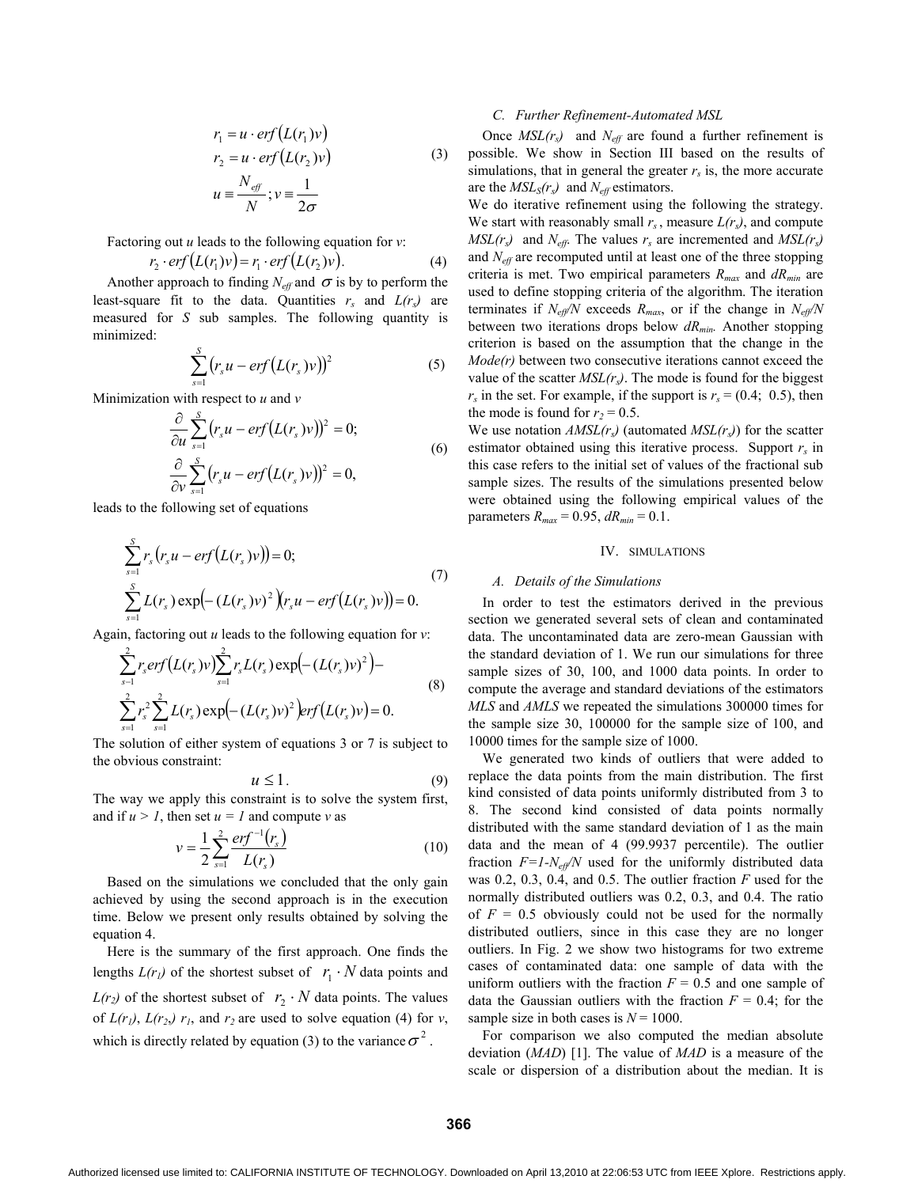$$
\begin{aligned}
r_1 &= u \cdot erf\left(L(r_1)v\right) \\
r_2 &= u \cdot erf\left(L(r_2)v\right) \\
u &\equiv \frac{N_{eff}}{N}; v \equiv \frac{1}{2\sigma}
\end{aligned} \tag{3}
$$

Factoring out *u* leads to the following equation for *v*:

$$
r_2 \cdot erf\left(L(r_1)v\right) = r_1 \cdot erf\left(L(r_2)v\right). \tag{4}
$$

Another approach to finding $N_{eff}$ and $\sigma$ is by to perform the least-square fit to the data. Quantities $r_s$ and $L(r_s)$ are measured for *S* sub samples. The following quantity is minimized:

$$
\sum_{s=1}^{S} \left(r_s u - erf\left(L(r_s)v\right)\right)^2 \tag{5}
$$

Minimization with respect to *u* and *v*

$$
\begin{aligned}
\frac{\partial}{\partial u} \sum_{s=1}^{S} \left(r_s u - erf\left(L(r_s)v\right)\right)^2 &= 0; \\
\frac{\partial}{\partial v} \sum_{s=1}^{S} \left(r_s u - erf\left(L(r_s)v\right)\right)^2 &= 0,
\end{aligned} \tag{6}
$$

leads to the following set of equations

$$
\begin{aligned}
&\sum_{s=1}^{S} r_s \left(r_s u - erf\left(L(r_s)v\right)\right) = 0; \\
&\sum_{s=1}^{S} L(r_s) \exp\left(-(L(r_s)v)^2\right)\left(r_s u - erf\left(L(r_s)v\right)\right) = 0.
\end{aligned} \tag{7}
$$

Again, factoring out *u* leads to the following equation for *v*:

$$
\begin{aligned}
&\sum_{s=1}^{2} r_s erf\left(L(r_s)v\right) \sum_{s=1}^{2} r_s L(r_s) \exp\left(-(L(r_s)v)^2\right) - \\
&\sum_{s=1}^{2} r_s^2 \sum_{s=1}^{2} L(r_s) \exp\left(-(L(r_s)v)^2\right) erf\left(L(r_s)v\right) = 0.
\end{aligned} \tag{8}
$$

The solution of either system of equations 3 or 7 is subject to the obvious constraint:

$$
u \leq 1. \tag{9}
$$

The way we apply this constraint is to solve the system first, and if $u > 1$, then set $u = 1$ and compute *v* as

$$
v = \frac{1}{2} \sum_{s=1}^{2} \frac{erf^{-1}(r_s)}{L(r_s)} \tag{10}
$$

Based on the simulations we concluded that the only gain achieved by using the second approach is in the execution time. Below we present only results obtained by solving the equation 4.

Here is the summary of the first approach. One finds the lengths $L(r_1)$ of the shortest subset of $r_1 \cdot N$ data points and $L(r_2)$ of the shortest subset of $r_2 \cdot N$ data points. The values of $L(r_1)$, $L(r_2)$, $r_1$, and $r_2$ are used to solve equation (4) for *v*, which is directly related by equation (3) to the variance $\sigma^2$.

### C. Further Refinement-Automated MSL

Once $MSL(r_s)$ and $N_{eff}$ are found a further refinement is possible. We show in Section III based on the results of simulations, that in general the greater $r_s$ is, the more accurate are the $MSL_S(r_s)$ and $N_{eff}$ estimators.

We do iterative refinement using the following the strategy. We start with reasonably small $r_s$, measure $L(r_s)$, and compute $MSL(r_s)$ and $N_{eff}$. The values $r_s$ are incremented and $MSL(r_s)$ and $N_{eff}$ are recomputed until at least one of the three stopping criteria is met. Two empirical parameters $R_{max}$ and $dR_{min}$ are used to define stopping criteria of the algorithm. The iteration terminates if $N_{eff}/N$ exceeds $R_{max}$, or if the change in $N_{eff}/N$ between two iterations drops below $dR_{min}$. Another stopping criterion is based on the assumption that the change in the *Mode(r)* between two consecutive iterations cannot exceed the value of the scatter $MSL(r_s)$. The mode is found for the biggest $r_s$ in the set. For example, if the support is $r_s = (0.4;\ 0.5)$, then the mode is found for $r_2 = 0.5$.

We use notation $AMSL(r_s)$ (automated $MSL(r_s)$) for the scatter estimator obtained using this iterative process. Support $r_s$ in this case refers to the initial set of values of the fractional sub sample sizes. The results of the simulations presented below were obtained using the following empirical values of the parameters $R_{max} = 0.95$, $dR_{min} = 0.1$.

## IV. SIMULATIONS

### A. Details of the Simulations

In order to test the estimators derived in the previous section we generated several sets of clean and contaminated data. The uncontaminated data are zero-mean Gaussian with the standard deviation of 1. We run our simulations for three sample sizes of 30, 100, and 1000 data points. In order to compute the average and standard deviations of the estimators *MLS* and *AMLS* we repeated the simulations 300000 times for the sample size 30, 100000 for the sample size of 100, and 10000 times for the sample size of 1000.

We generated two kinds of outliers that were added to replace the data points from the main distribution. The first kind consisted of data points uniformly distributed from 3 to 8. The second kind consisted of data points normally distributed with the same standard deviation of 1 as the main data and the mean of 4 (99.9937 percentile). The outlier fraction $F=1-N_{eff}/N$ used for the uniformly distributed data was 0.2, 0.3, 0.4, and 0.5. The outlier fraction *F* used for the normally distributed outliers was 0.2, 0.3, and 0.4. The ratio of $F = 0.5$ obviously could not be used for the normally distributed outliers, since in this case they are no longer outliers. In Fig. 2 we show two histograms for two extreme cases of contaminated data: one sample of data with the uniform outliers with the fraction $F = 0.5$ and one sample of data the Gaussian outliers with the fraction $F = 0.4$; for the sample size in both cases is $N = 1000$.

For comparison we also computed the median absolute deviation (*MAD*) [1]. The value of *MAD* is a measure of the scale or dispersion of a distribution about the median. It is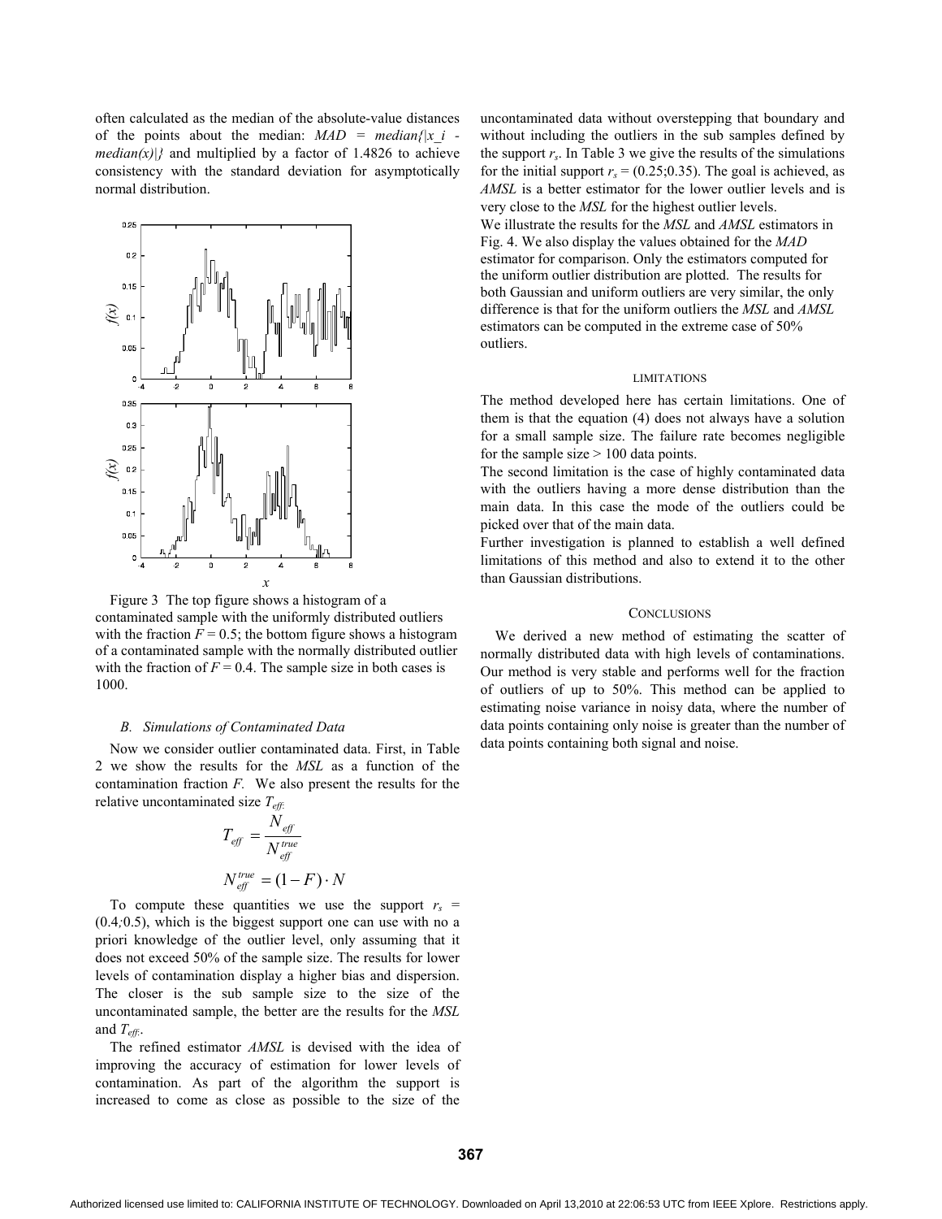often calculated as the median of the absolute-value distances of the points about the median: $MAD = median\{|x\_i - median(x)|\}$ and multiplied by a factor of 1.4826 to achieve consistency with the standard deviation for asymptotically normal distribution.

Figure 3 The top figure shows a histogram of a contaminated sample with the uniformly distributed outliers with the fraction $F = 0.5$; the bottom figure shows a histogram of a contaminated sample with the normally distributed outlier with the fraction of $F = 0.4$. The sample size in both cases is 1000.

### *B. Simulations of Contaminated Data*

Now we consider outlier contaminated data. First, in Table 2 we show the results for the *MSL* as a function of the contamination fraction *F.* We also present the results for the relative uncontaminated size $T_{eff}$.

$$T_{eff} = \frac{N_{eff}}{N_{eff}^{true}}$$

$$N_{eff}^{true} = (1 - F) \cdot N$$

To compute these quantities we use the support $r_s = (0.4;0.5)$, which is the biggest support one can use with no a priori knowledge of the outlier level, only assuming that it does not exceed 50% of the sample size. The results for lower levels of contamination display a higher bias and dispersion. The closer is the sub sample size to the size of the uncontaminated sample, the better are the results for the *MSL* and $T_{eff}$.

The refined estimator *AMSL* is devised with the idea of improving the accuracy of estimation for lower levels of contamination. As part of the algorithm the support is increased to come as close as possible to the size of the uncontaminated data without overstepping that boundary and without including the outliers in the sub samples defined by the support $r_s$. In Table 3 we give the results of the simulations for the initial support $r_s = (0.25;0.35)$. The goal is achieved, as *AMSL* is a better estimator for the lower outlier levels and is very close to the *MSL* for the highest outlier levels.

We illustrate the results for the *MSL* and *AMSL* estimators in Fig. 4. We also display the values obtained for the *MAD* estimator for comparison. Only the estimators computed for the uniform outlier distribution are plotted. The results for both Gaussian and uniform outliers are very similar, the only difference is that for the uniform outliers the *MSL* and *AMSL* estimators can be computed in the extreme case of 50% outliers.

## LIMITATIONS

The method developed here has certain limitations. One of them is that the equation (4) does not always have a solution for a small sample size. The failure rate becomes negligible for the sample size > 100 data points.

The second limitation is the case of highly contaminated data with the outliers having a more dense distribution than the main data. In this case the mode of the outliers could be picked over that of the main data.

Further investigation is planned to establish a well defined limitations of this method and also to extend it to the other than Gaussian distributions.

## CONCLUSIONS

We derived a new method of estimating the scatter of normally distributed data with high levels of contaminations. Our method is very stable and performs well for the fraction of outliers of up to 50%. This method can be applied to estimating noise variance in noisy data, where the number of data points containing only noise is greater than the number of data points containing both signal and noise.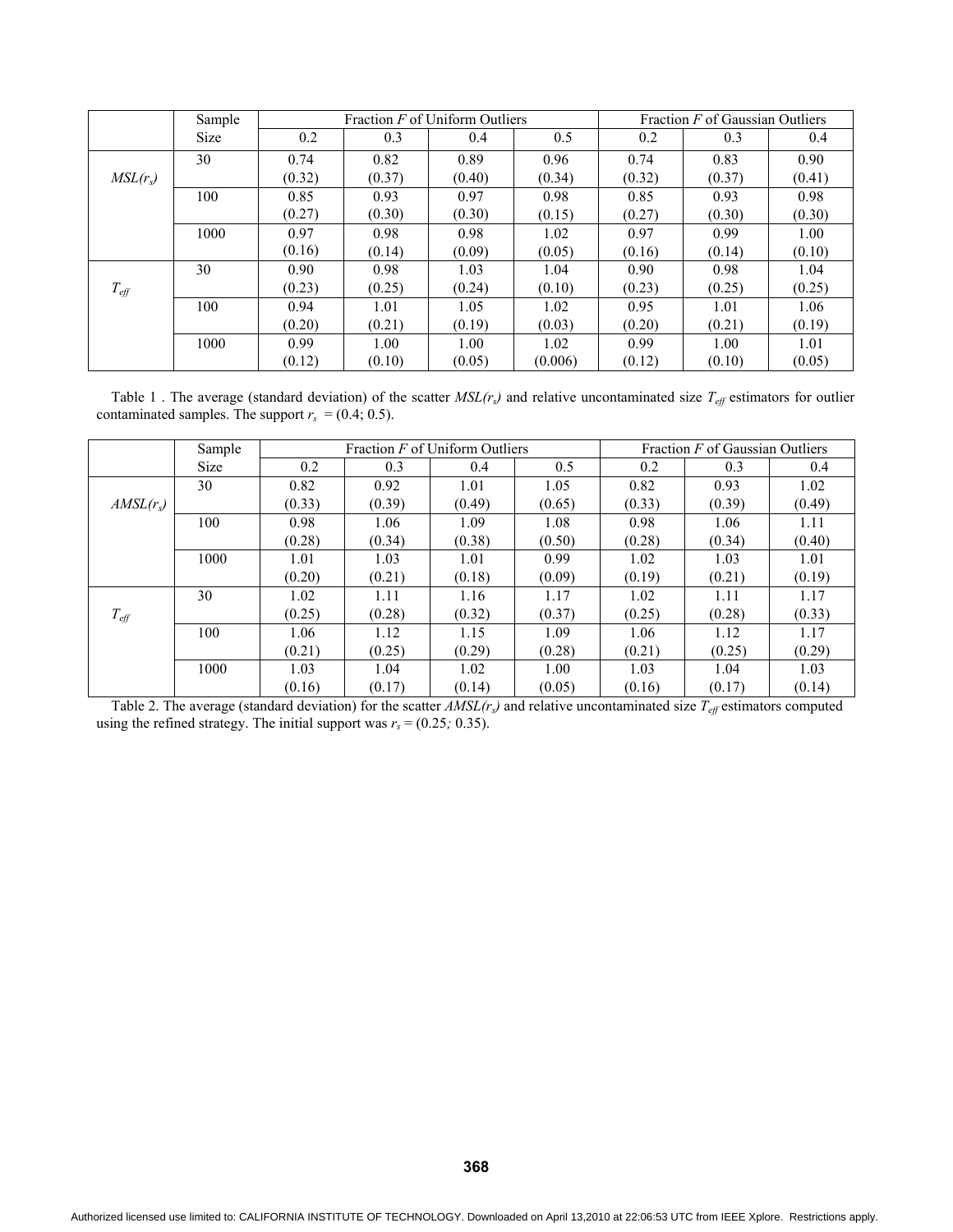| | Sample Size | Fraction $F$ of Uniform Outliers | | | | Fraction $F$ of Gaussian Outliers | | |
|---|---|---|---|---|---|---|---|---|
| | | 0.2 | 0.3 | 0.4 | 0.5 | 0.2 | 0.3 | 0.4 |
| $MSL(r_s)$ | 30 | 0.74 (0.32) | 0.82 (0.37) | 0.89 (0.40) | 0.96 (0.34) | 0.74 (0.32) | 0.83 (0.37) | 0.90 (0.41) |
| | 100 | 0.85 (0.27) | 0.93 (0.30) | 0.97 (0.30) | 0.98 (0.15) | 0.85 (0.27) | 0.93 (0.30) | 0.98 (0.30) |
| | 1000 | 0.97 (0.16) | 0.98 (0.14) | 0.98 (0.09) | 1.02 (0.05) | 0.97 (0.16) | 0.99 (0.14) | 1.00 (0.10) |
| $T_{eff}$ | 30 | 0.90 (0.23) | 0.98 (0.25) | 1.03 (0.24) | 1.04 (0.10) | 0.90 (0.23) | 0.98 (0.25) | 1.04 (0.25) |
| | 100 | 0.94 (0.20) | 1.01 (0.21) | 1.05 (0.19) | 1.02 (0.03) | 0.95 (0.20) | 1.01 (0.21) | 1.06 (0.19) |
| | 1000 | 0.99 (0.12) | 1.00 (0.10) | 1.00 (0.05) | 1.02 (0.006) | 0.99 (0.12) | 1.00 (0.10) | 1.01 (0.05) |

Table 1 . The average (standard deviation) of the scatter $MSL(r_s)$ and relative uncontaminated size $T_{eff}$ estimators for outlier contaminated samples. The support $r_s = (0.4; 0.5)$.

| | Sample Size | Fraction $F$ of Uniform Outliers | | | | Fraction $F$ of Gaussian Outliers | | |
|---|---|---|---|---|---|---|---|---|
| | | 0.2 | 0.3 | 0.4 | 0.5 | 0.2 | 0.3 | 0.4 |
| $AMSL(r_s)$ | 30 | 0.82 (0.33) | 0.92 (0.39) | 1.01 (0.49) | 1.05 (0.65) | 0.82 (0.33) | 0.93 (0.39) | 1.02 (0.49) |
| | 100 | 0.98 (0.28) | 1.06 (0.34) | 1.09 (0.38) | 1.08 (0.50) | 0.98 (0.28) | 1.06 (0.34) | 1.11 (0.40) |
| | 1000 | 1.01 (0.20) | 1.03 (0.21) | 1.01 (0.18) | 0.99 (0.09) | 1.02 (0.19) | 1.03 (0.21) | 1.01 (0.19) |
| $T_{eff}$ | 30 | 1.02 (0.25) | 1.11 (0.28) | 1.16 (0.32) | 1.17 (0.37) | 1.02 (0.25) | 1.11 (0.28) | 1.17 (0.33) |
| | 100 | 1.06 (0.21) | 1.12 (0.25) | 1.15 (0.29) | 1.09 (0.28) | 1.06 (0.21) | 1.12 (0.25) | 1.17 (0.29) |
| | 1000 | 1.03 (0.16) | 1.04 (0.17) | 1.02 (0.14) | 1.00 (0.05) | 1.03 (0.16) | 1.04 (0.17) | 1.03 (0.14) |

Table 2. The average (standard deviation) for the scatter $AMSL(r_s)$ and relative uncontaminated size $T_{eff}$ estimators computed using the refined strategy. The initial support was $r_s = (0.25; 0.35)$.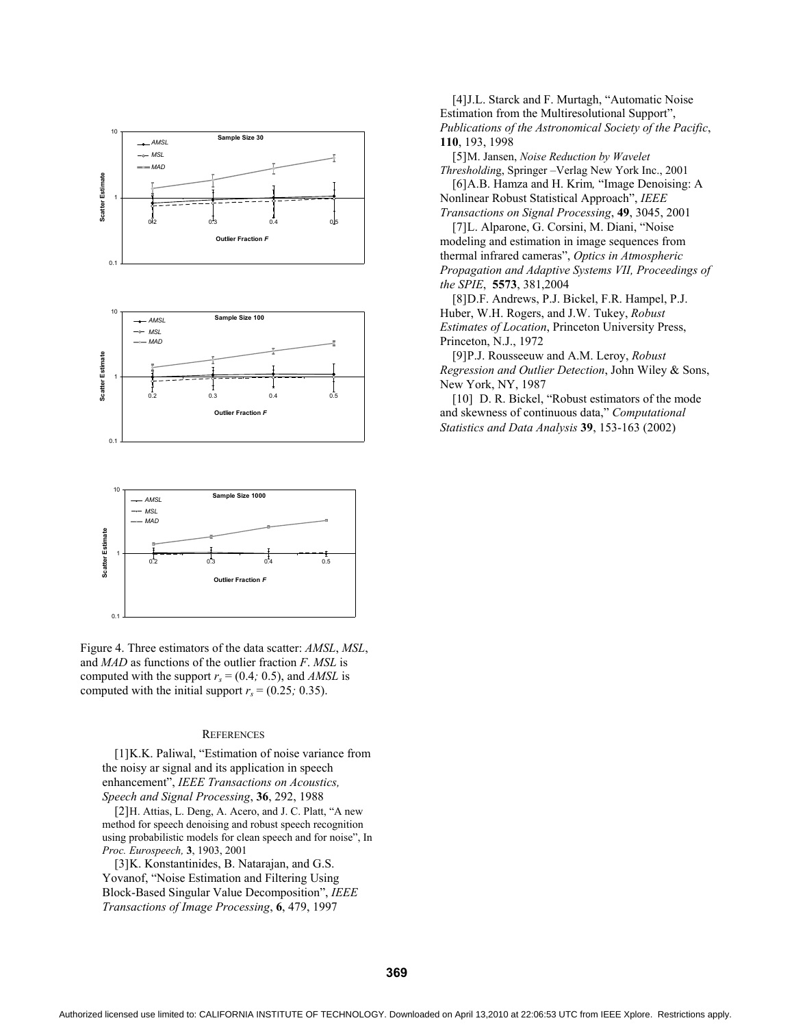Sample Size 30

AMSL

MSL

MAD

Scatter Estimate

10

1

0.1

0.2

0.3

0.4

0.5

Outlier Fraction *F*

Sample Size 100

AMSL

MSL

MAD

Scatter Estimate

10

1

0.1

0.2

0.3

0.4

0.5

Outlier Fraction *F*

Sample Size 1000

AMSL

MSL

MAD

Scatter Estimate

10

1

0.1

0.2

0.3

0.4

0.5

Outlier Fraction *F*

Figure 4. Three estimators of the data scatter: *AMSL*, *MSL*, and *MAD* as functions of the outlier fraction *F*. *MSL* is computed with the support $r_s = (0.4; 0.5)$, and *AMSL* is computed with the initial support $r_s = (0.25; 0.35)$.

## REFERENCES

[1] K.K. Paliwal, "Estimation of noise variance from the noisy ar signal and its application in speech enhancement", *IEEE Transactions on Acoustics, Speech and Signal Processing*, **36**, 292, 1988

[2] H. Attias, L. Deng, A. Acero, and J. C. Platt, "A new method for speech denoising and robust speech recognition using probabilistic models for clean speech and for noise", In *Proc. Eurospeech,* **3**, 1903, 2001

[3] K. Konstantinides, B. Natarajan, and G.S. Yovanof, "Noise Estimation and Filtering Using Block-Based Singular Value Decomposition", *IEEE Transactions of Image Processing*, **6**, 479, 1997

[4] J.L. Starck and F. Murtagh, "Automatic Noise Estimation from the Multiresolutional Support", *Publications of the Astronomical Society of the Pacific*, **110**, 193, 1998

[5] M. Jansen, *Noise Reduction by Wavelet Thresholding*, Springer –Verlag New York Inc., 2001

[6] A.B. Hamza and H. Krim*,* "Image Denoising: A Nonlinear Robust Statistical Approach", *IEEE Transactions on Signal Processing*, **49**, 3045, 2001

[7] L. Alparone, G. Corsini, M. Diani, "Noise modeling and estimation in image sequences from thermal infrared cameras", *Optics in Atmospheric Propagation and Adaptive Systems VII, Proceedings of the SPIE*, **5573**, 381,2004

[8] D.F. Andrews, P.J. Bickel, F.R. Hampel, P.J. Huber, W.H. Rogers, and J.W. Tukey, *Robust Estimates of Location*, Princeton University Press, Princeton, N.J., 1972

[9] P.J. Rousseeuw and A.M. Leroy, *Robust Regression and Outlier Detection*, John Wiley & Sons, New York, NY, 1987

[10] D. R. Bickel, "Robust estimators of the mode and skewness of continuous data," *Computational Statistics and Data Analysis* **39**, 153-163 (2002)